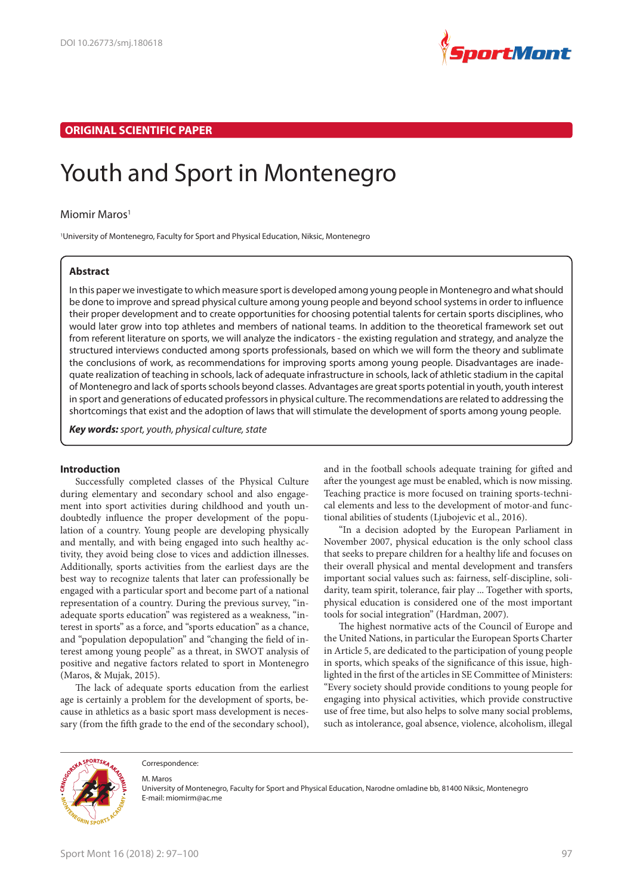DOI 10.26773/smj.180618

ORIGINAL SCIENTIFIC PAPER

# Youth and Sport in Montenegro

Miomir Maros[1]

[1]University of Montenegro, Faculty for Sport and Physical Education, Niksic, Montenegro

## Abstract

In this paper we investigate to which measure sport is developed among young people in Montenegro and what should be done to improve and spread physical culture among young people and beyond school systems in order to influence their proper development and to create opportunities for choosing potential talents for certain sports disciplines, who would later grow into top athletes and members of national teams. In addition to the theoretical framework set out from referent literature on sports, we will analyze the indicators - the existing regulation and strategy, and analyze the structured interviews conducted among sports professionals, based on which we will form the theory and sublimate the conclusions of work, as recommendations for improving sports among young people. Disadvantages are inadequate realization of teaching in schools, lack of adequate infrastructure in schools, lack of athletic stadium in the capital of Montenegro and lack of sports schools beyond classes. Advantages are great sports potential in youth, youth interest in sport and generations of educated professors in physical culture. The recommendations are related to addressing the shortcomings that exist and the adoption of laws that will stimulate the development of sports among young people.

***Key words:*** *sport, youth, physical culture, state*

## Introduction

Successfully completed classes of the Physical Culture during elementary and secondary school and also engagement into sport activities during childhood and youth undoubtedly influence the proper development of the population of a country. Young people are developing physically and mentally, and with being engaged into such healthy activity, they avoid being close to vices and addiction illnesses. Additionally, sports activities from the earliest days are the best way to recognize talents that later can professionally be engaged with a particular sport and become part of a national representation of a country. During the previous survey, "inadequate sports education" was registered as a weakness, "interest in sports" as a force, and "sports education" as a chance, and "population depopulation" and "changing the field of interest among young people" as a threat, in SWOT analysis of positive and negative factors related to sport in Montenegro (Maros, & Mujak, 2015).

The lack of adequate sports education from the earliest age is certainly a problem for the development of sports, because in athletics as a basic sport mass development is necessary (from the fifth grade to the end of the secondary school), and in the football schools adequate training for gifted and after the youngest age must be enabled, which is now missing. Teaching practice is more focused on training sports-technical elements and less to the development of motor-and functional abilities of students (Ljubojevic et al., 2016).

"In a decision adopted by the European Parliament in November 2007, physical education is the only school class that seeks to prepare children for a healthy life and focuses on their overall physical and mental development and transfers important social values such as: fairness, self-discipline, solidarity, team spirit, tolerance, fair play ... Together with sports, physical education is considered one of the most important tools for social integration" (Hardman, 2007).

The highest normative acts of the Council of Europe and the United Nations, in particular the European Sports Charter in Article 5, are dedicated to the participation of young people in sports, which speaks of the significance of this issue, highlighted in the first of the articles in SE Committee of Ministers: "Every society should provide conditions to young people for engaging into physical activities, which provide constructive use of free time, but also helps to solve many social problems, such as intolerance, goal absence, violence, alcoholism, illegal

Correspondence:

M. Maros
University of Montenegro, Faculty for Sport and Physical Education, Narodne omladine bb, 81400 Niksic, Montenegro
E-mail: miomirm@ac.me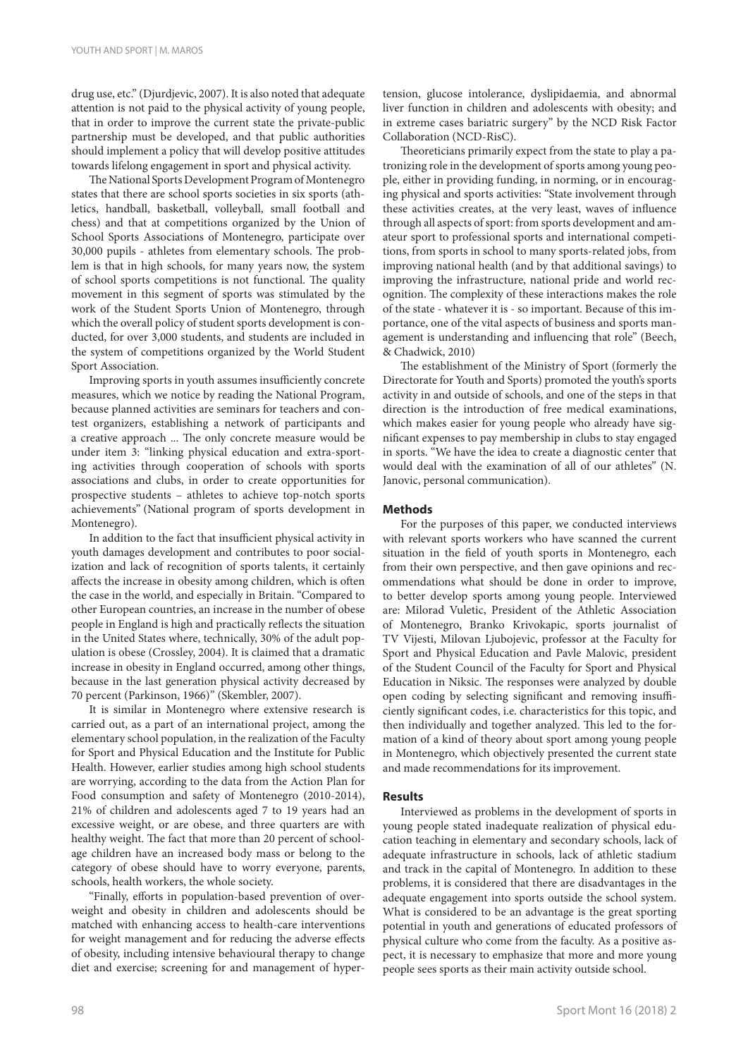drug use, etc." (Djurdjevic, 2007). It is also noted that adequate attention is not paid to the physical activity of young people, that in order to improve the current state the private-public partnership must be developed, and that public authorities should implement a policy that will develop positive attitudes towards lifelong engagement in sport and physical activity.

The National Sports Development Program of Montenegro states that there are school sports societies in six sports (athletics, handball, basketball, volleyball, small football and chess) and that at competitions organized by the Union of School Sports Associations of Montenegro, participate over 30,000 pupils - athletes from elementary schools. The problem is that in high schools, for many years now, the system of school sports competitions is not functional. The quality movement in this segment of sports was stimulated by the work of the Student Sports Union of Montenegro, through which the overall policy of student sports development is conducted, for over 3,000 students, and students are included in the system of competitions organized by the World Student Sport Association.

Improving sports in youth assumes insufficiently concrete measures, which we notice by reading the National Program, because planned activities are seminars for teachers and contest organizers, establishing a network of participants and a creative approach ... The only concrete measure would be under item 3: "linking physical education and extra-sporting activities through cooperation of schools with sports associations and clubs, in order to create opportunities for prospective students – athletes to achieve top-notch sports achievements" (National program of sports development in Montenegro).

In addition to the fact that insufficient physical activity in youth damages development and contributes to poor socialization and lack of recognition of sports talents, it certainly affects the increase in obesity among children, which is often the case in the world, and especially in Britain. "Compared to other European countries, an increase in the number of obese people in England is high and practically reflects the situation in the United States where, technically, 30% of the adult population is obese (Crossley, 2004). It is claimed that a dramatic increase in obesity in England occurred, among other things, because in the last generation physical activity decreased by 70 percent (Parkinson, 1966)" (Skembler, 2007).

It is similar in Montenegro where extensive research is carried out, as a part of an international project, among the elementary school population, in the realization of the Faculty for Sport and Physical Education and the Institute for Public Health. However, earlier studies among high school students are worrying, according to the data from the Action Plan for Food consumption and safety of Montenegro (2010-2014), 21% of children and adolescents aged 7 to 19 years had an excessive weight, or are obese, and three quarters are with healthy weight. The fact that more than 20 percent of school-age children have an increased body mass or belong to the category of obese should have to worry everyone, parents, schools, health workers, the whole society.

"Finally, efforts in population-based prevention of overweight and obesity in children and adolescents should be matched with enhancing access to health-care interventions for weight management and for reducing the adverse effects of obesity, including intensive behavioural therapy to change diet and exercise; screening for and management of hypertension, glucose intolerance, dyslipidaemia, and abnormal liver function in children and adolescents with obesity; and in extreme cases bariatric surgery" by the NCD Risk Factor Collaboration (NCD-RisC).

Theoreticians primarily expect from the state to play a patronizing role in the development of sports among young people, either in providing funding, in norming, or in encouraging physical and sports activities: "State involvement through these activities creates, at the very least, waves of influence through all aspects of sport: from sports development and amateur sport to professional sports and international competitions, from sports in school to many sports-related jobs, from improving national health (and by that additional savings) to improving the infrastructure, national pride and world recognition. The complexity of these interactions makes the role of the state - whatever it is - so important. Because of this importance, one of the vital aspects of business and sports management is understanding and influencing that role" (Beech, & Chadwick, 2010)

The establishment of the Ministry of Sport (formerly the Directorate for Youth and Sports) promoted the youth's sports activity in and outside of schools, and one of the steps in that direction is the introduction of free medical examinations, which makes easier for young people who already have significant expenses to pay membership in clubs to stay engaged in sports. "We have the idea to create a diagnostic center that would deal with the examination of all of our athletes" (N. Janovic, personal communication).

## Methods

For the purposes of this paper, we conducted interviews with relevant sports workers who have scanned the current situation in the field of youth sports in Montenegro, each from their own perspective, and then gave opinions and recommendations what should be done in order to improve, to better develop sports among young people. Interviewed are: Milorad Vuletic, President of the Athletic Association of Montenegro, Branko Krivokapic, sports journalist of TV Vijesti, Milovan Ljubojevic, professor at the Faculty for Sport and Physical Education and Pavle Malovic, president of the Student Council of the Faculty for Sport and Physical Education in Niksic. The responses were analyzed by double open coding by selecting significant and removing insufficiently significant codes, i.e. characteristics for this topic, and then individually and together analyzed. This led to the formation of a kind of theory about sport among young people in Montenegro, which objectively presented the current state and made recommendations for its improvement.

## Results

Interviewed as problems in the development of sports in young people stated inadequate realization of physical education teaching in elementary and secondary schools, lack of adequate infrastructure in schools, lack of athletic stadium and track in the capital of Montenegro. In addition to these problems, it is considered that there are disadvantages in the adequate engagement into sports outside the school system. What is considered to be an advantage is the great sporting potential in youth and generations of educated professors of physical culture who come from the faculty. As a positive aspect, it is necessary to emphasize that more and more young people sees sports as their main activity outside school.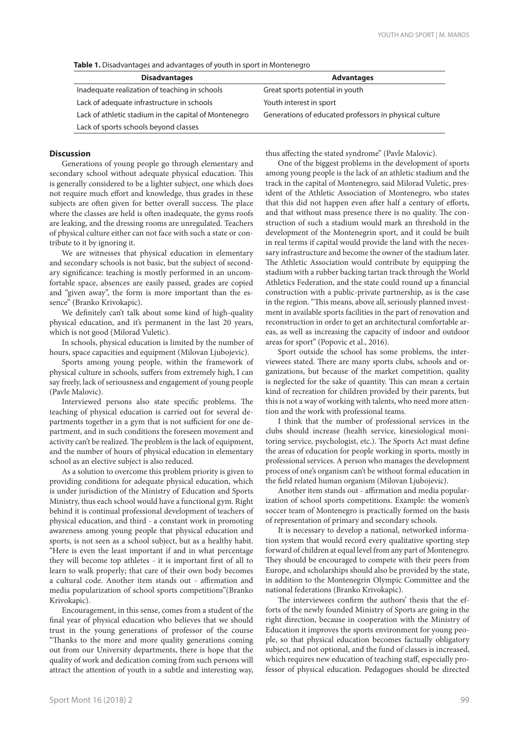**Table 1.** Disadvantages and advantages of youth in sport in Montenegro

| Disadvantages | Advantages |
|---|---|
| Inadequate realization of teaching in schools | Great sports potential in youth |
| Lack of adequate infrastructure in schools | Youth interest in sport |
| Lack of athletic stadium in the capital of Montenegro | Generations of educated professors in physical culture |
| Lack of sports schools beyond classes | |

## Discussion

Generations of young people go through elementary and secondary school without adequate physical education. This is generally considered to be a lighter subject, one which does not require much effort and knowledge, thus grades in these subjects are often given for better overall success. The place where the classes are held is often inadequate, the gyms roofs are leaking, and the dressing rooms are unregulated. Teachers of physical culture either can not face with such a state or contribute to it by ignoring it.

We are witnesses that physical education in elementary and secondary schools is not basic, but the subject of secondary significance: teaching is mostly performed in an uncomfortable space, absences are easily passed, grades are copied and "given away", the form is more important than the essence" (Branko Krivokapic).

We definitely can't talk about some kind of high-quality physical education, and it's permanent in the last 20 years, which is not good (Milorad Vuletic).

In schools, physical education is limited by the number of hours, space capacities and equipment (Milovan Ljubojevic).

Sports among young people, within the framework of physical culture in schools, suffers from extremely high, I can say freely, lack of seriousness and engagement of young people (Pavle Malovic).

Interviewed persons also state specific problems. The teaching of physical education is carried out for several departments together in a gym that is not sufficient for one department, and in such conditions the foreseen movement and activity can't be realized. The problem is the lack of equipment, and the number of hours of physical education in elementary school as an elective subject is also reduced.

As a solution to overcome this problem priority is given to providing conditions for adequate physical education, which is under jurisdiction of the Ministry of Education and Sports Ministry, thus each school would have a functional gym. Right behind it is continual professional development of teachers of physical education, and third - a constant work in promoting awareness among young people that physical education and sports, is not seen as a school subject, but as a healthy habit. "Here is even the least important if and in what percentage they will become top athletes - it is important first of all to learn to walk properly; that care of their own body becomes a cultural code. Another item stands out - affirmation and media popularization of school sports competitions"(Branko Krivokapic).

Encouragement, in this sense, comes from a student of the final year of physical education who believes that we should trust in the young generations of professor of the course "Thanks to the more and more quality generations coming out from our University departments, there is hope that the quality of work and dedication coming from such persons will attract the attention of youth in a subtle and interesting way, thus affecting the stated syndrome" (Pavle Malovic).

One of the biggest problems in the development of sports among young people is the lack of an athletic stadium and the track in the capital of Montenegro, said Milorad Vuletic, president of the Athletic Association of Montenegro, who states that this did not happen even after half a century of efforts, and that without mass presence there is no quality. The construction of such a stadium would mark an threshold in the development of the Montenegrin sport, and it could be built in real terms if capital would provide the land with the necessary infrastructure and become the owner of the stadium later. The Athletic Association would contribute by equipping the stadium with a rubber backing tartan track through the World Athletics Federation, and the state could round up a financial construction with a public-private partnership, as is the case in the region. "This means, above all, seriously planned investment in available sports facilities in the part of renovation and reconstruction in order to get an architectural comfortable areas, as well as increasing the capacity of indoor and outdoor areas for sport" (Popovic et al., 2016).

Sport outside the school has some problems, the interviewees stated. There are many sports clubs, schools and organizations, but because of the market competition, quality is neglected for the sake of quantity. This can mean a certain kind of recreation for children provided by their parents, but this is not a way of working with talents, who need more attention and the work with professional teams.

I think that the number of professional services in the clubs should increase (health service, kinesiological monitoring service, psychologist, etc.). The Sports Act must define the areas of education for people working in sports, mostly in professional services. A person who manages the development process of one's organism can't be without formal education in the field related human organism (Milovan Ljubojevic).

Another item stands out - affirmation and media popularization of school sports competitions. Example: the women's soccer team of Montenegro is practically formed on the basis of representation of primary and secondary schools.

It is necessary to develop a national, networked information system that would record every qualitative sporting step forward of children at equal level from any part of Montenegro. They should be encouraged to compete with their peers from Europe, and scholarships should also be provided by the state, in addition to the Montenegrin Olympic Committee and the national federations (Branko Krivokapic).

The interviewees confirm the authors' thesis that the efforts of the newly founded Ministry of Sports are going in the right direction, because in cooperation with the Ministry of Education it improves the sports environment for young people, so that physical education becomes factually obligatory subject, and not optional, and the fund of classes is increased, which requires new education of teaching staff, especially professor of physical education. Pedagogues should be directed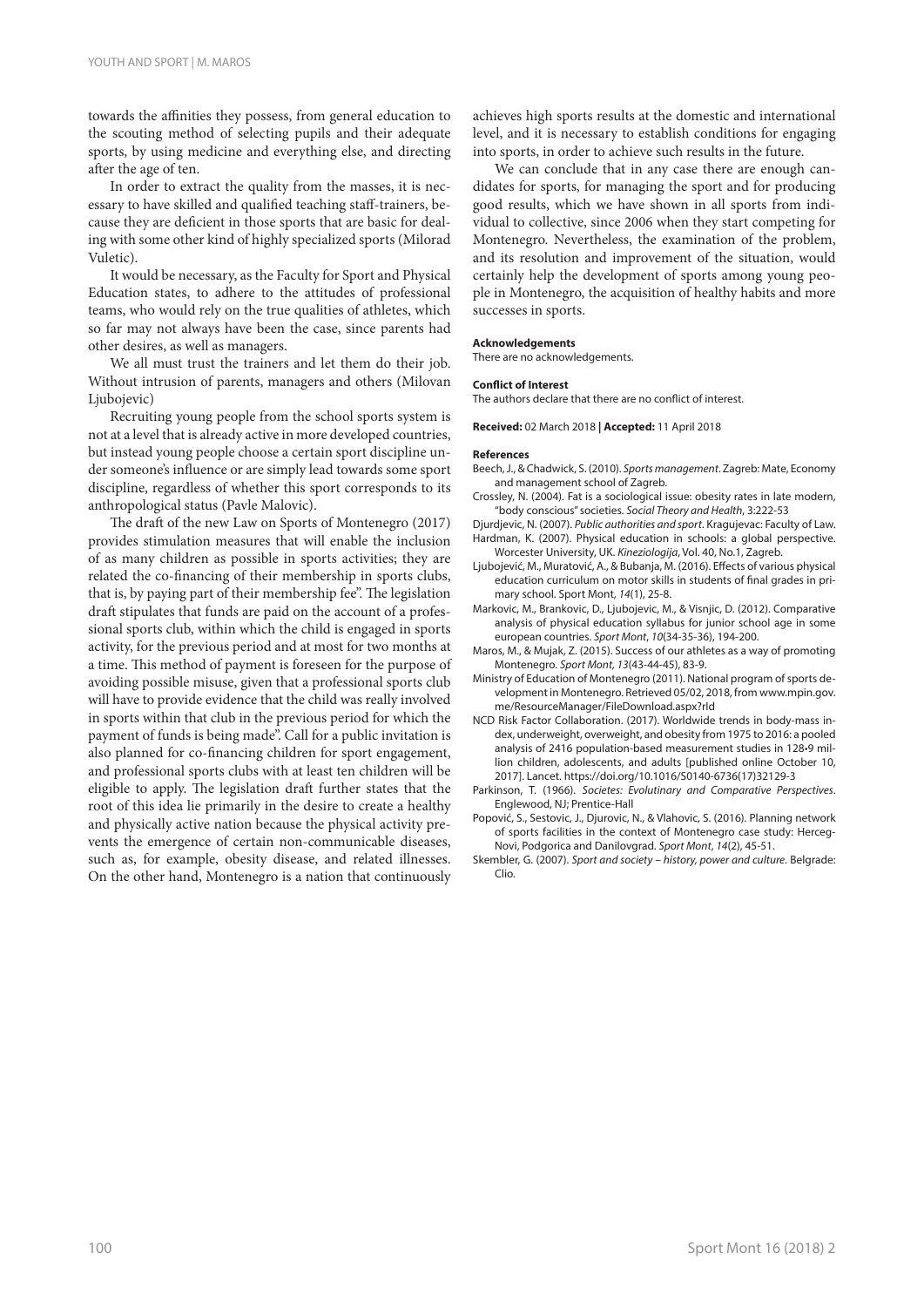towards the affinities they possess, from general education to the scouting method of selecting pupils and their adequate sports, by using medicine and everything else, and directing after the age of ten.

In order to extract the quality from the masses, it is necessary to have skilled and qualified teaching staff-trainers, because they are deficient in those sports that are basic for dealing with some other kind of highly specialized sports (Milorad Vuletic).

It would be necessary, as the Faculty for Sport and Physical Education states, to adhere to the attitudes of professional teams, who would rely on the true qualities of athletes, which so far may not always have been the case, since parents had other desires, as well as managers.

We all must trust the trainers and let them do their job. Without intrusion of parents, managers and others (Milovan Ljubojevic)

Recruiting young people from the school sports system is not at a level that is already active in more developed countries, but instead young people choose a certain sport discipline under someone's influence or are simply lead towards some sport discipline, regardless of whether this sport corresponds to its anthropological status (Pavle Malovic).

The draft of the new Law on Sports of Montenegro (2017) provides stimulation measures that will enable the inclusion of as many children as possible in sports activities; they are related the co-financing of their membership in sports clubs, that is, by paying part of their membership fee". The legislation draft stipulates that funds are paid on the account of a professional sports club, within which the child is engaged in sports activity, for the previous period and at most for two months at a time. This method of payment is foreseen for the purpose of avoiding possible misuse, given that a professional sports club will have to provide evidence that the child was really involved in sports within that club in the previous period for which the payment of funds is being made". Call for a public invitation is also planned for co-financing children for sport engagement, and professional sports clubs with at least ten children will be eligible to apply. The legislation draft further states that the root of this idea lie primarily in the desire to create a healthy and physically active nation because the physical activity prevents the emergence of certain non-communicable diseases, such as, for example, obesity disease, and related illnesses. On the other hand, Montenegro is a nation that continuously achieves high sports results at the domestic and international level, and it is necessary to establish conditions for engaging into sports, in order to achieve such results in the future.

We can conclude that in any case there are enough candidates for sports, for managing the sport and for producing good results, which we have shown in all sports from individual to collective, since 2006 when they start competing for Montenegro. Nevertheless, the examination of the problem, and its resolution and improvement of the situation, would certainly help the development of sports among young people in Montenegro, the acquisition of healthy habits and more successes in sports.

#### Acknowledgements

There are no acknowledgements.

#### Conflict of Interest

The authors declare that there are no conflict of interest.

**Received:** 02 March 2018 **|** **Accepted:** 11 April 2018

#### References

Beech, J., & Chadwick, S. (2010). *Sports management*. Zagreb: Mate, Economy and management school of Zagreb.

Crossley, N. (2004). Fat is a sociological issue: obesity rates in late modern, "body conscious" societies. *Social Theory and Health*, 3:222-53

Djurdjevic, N. (2007). *Public authorities and sport*. Kragujevac: Faculty of Law.

Hardman, K. (2007). Physical education in schools: a global perspective. Worcester University, UK. *Kineziologija*, Vol. 40, No.1, Zagreb.

Ljubojević, M., Muratović, A., & Bubanja, M. (2016). Effects of various physical education curriculum on motor skills in students of final grades in primary school. Sport Mont, *14*(1), 25-8.

Markovic, M., Brankovic, D., Ljubojevic, M., & Visnjic, D. (2012). Comparative analysis of physical education syllabus for junior school age in some european countries. *Sport Mont*, *10*(34-35-36), 194-200.

Maros, M., & Mujak, Z. (2015). Success of our athletes as a way of promoting Montenegro. *Sport Mont, 13*(43-44-45), 83-9.

Ministry of Education of Montenegro (2011). National program of sports development in Montenegro. Retrieved 05/02, 2018, from www.mpin.gov.me/ResourceManager/FileDownload.aspx?rId

NCD Risk Factor Collaboration. (2017). Worldwide trends in body-mass index, underweight, overweight, and obesity from 1975 to 2016: a pooled analysis of 2416 population-based measurement studies in 128•9 million children, adolescents, and adults [published online October 10, 2017]. Lancet. https://doi.org/10.1016/S0140-6736(17)32129-3

Parkinson, T. (1966). *Societes: Evolutinary and Comparative Perspectives*. Englewood, NJ; Prentice-Hall

Popović, S., Sestovic, J., Djurovic, N., & Vlahovic, S. (2016). Planning network of sports facilities in the context of Montenegro case study: Herceg-Novi, Podgorica and Danilovgrad. *Sport Mont*, *14*(2), 45-51.

Skembler, G. (2007). *Sport and society – history, power and culture*. Belgrade: Clio.